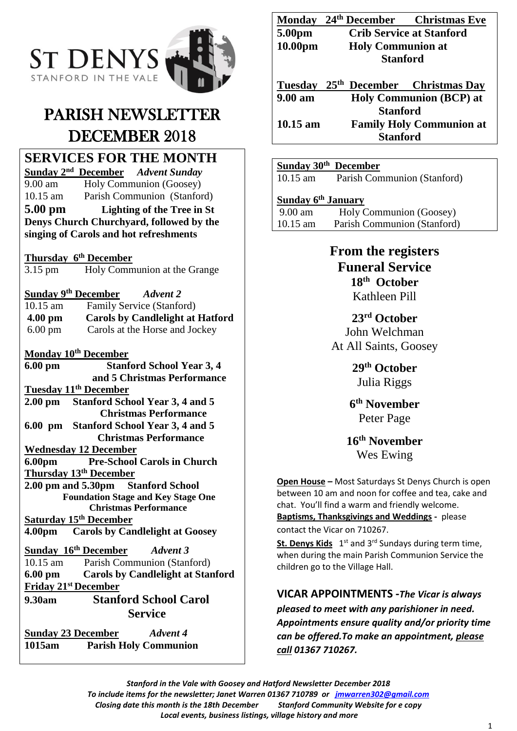# ST DENYS

STANFORD IN THE VALE

# PARISH NEWSLETTER DECEMBER 2018

## SERVICES FOR THE MONTH

**Sunday 2nd December** *Advent Sunday*
9.00 am Holy Communion (Goosey)
10.15 am Parish Communion (Stanford)
**5.00 pm Lighting of the Tree in St Denys Church Churchyard, followed by the singing of Carols and hot refreshments**

**Thursday 6th December**
3.15 pm Holy Communion at the Grange

**Sunday 9th December** *Advent 2*
10.15 am Family Service (Stanford)
**4.00 pm Carols by Candlelight at Hatford**
6.00 pm Carols at the Horse and Jockey

**Monday 10th December**
**6.00 pm Stanford School Year 3, 4 and 5 Christmas Performance**

**Tuesday 11th December**
**2.00 pm Stanford School Year 3, 4 and 5 Christmas Performance**
**6.00 pm Stanford School Year 3, 4 and 5 Christmas Performance**

**Wednesday 12 December**
**6.00pm Pre-School Carols in Church**

**Thursday 13th December**
**2.00 pm and 5.30pm Stanford School Foundation Stage and Key Stage One Christmas Performance**

**Saturday 15th December**
**4.00pm Carols by Candlelight at Goosey**

**Sunday 16th December** *Advent 3*
10.15 am Parish Communion (Stanford)
**6.00 pm Carols by Candlelight at Stanford**

**Friday 21st December**
**9.30am Stanford School Carol Service**

**Sunday 23 December** *Advent 4*
**1015am Parish Holy Communion**

**Monday 24th December Christmas Eve**
**5.00pm Crib Service at Stanford**
**10.00pm Holy Communion at Stanford**

**Tuesday 25th December Christmas Day**
**9.00 am Holy Communion (BCP) at Stanford**
**10.15 am Family Holy Communion at Stanford**

**Sunday 30th December**
10.15 am Parish Communion (Stanford)

**Sunday 6th January**
9.00 am Holy Communion (Goosey)
10.15 am Parish Communion (Stanford)

## From the registers

### Funeral Service

**18th October**
Kathleen Pill

**23rd October**
John Welchman
At All Saints, Goosey

**29th October**
Julia Riggs

**6th November**
Peter Page

**16th November**
Wes Ewing

**Open House –** Most Saturdays St Denys Church is open between 10 am and noon for coffee and tea, cake and chat. You'll find a warm and friendly welcome.

**Baptisms, Thanksgivings and Weddings -** please contact the Vicar on 710267.

**St. Denys Kids** 1st and 3rd Sundays during term time, when during the main Parish Communion Service the children go to the Village Hall.

**VICAR APPOINTMENTS -*The Vicar is always pleased to meet with any parishioner in need. Appointments ensure quality and/or priority time can be offered.To make an appointment, please call 01367 710267.***

*Stanford in the Vale with Goosey and Hatford Newsletter December 2018*
*To include items for the newsletter; Janet Warren 01367 710789 or jmwarren302@gmail.com*
*Closing date this month is the 18th December Stanford Community Website for e copy*
*Local events, business listings, village history and more*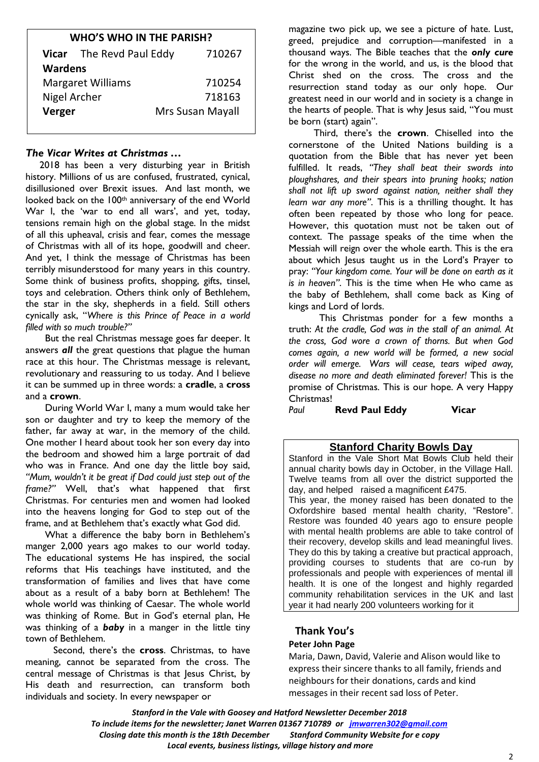## WHO'S WHO IN THE PARISH?

| | | |
|---|---|---|
| **Vicar** | The Revd Paul Eddy | 710267 |
| **Wardens** | | |
| Margaret Williams | | 710254 |
| Nigel Archer | | 718163 |
| **Verger** | | Mrs Susan Mayall |

### *The Vicar Writes at Christmas …*

2018 has been a very disturbing year in British history. Millions of us are confused, frustrated, cynical, disillusioned over Brexit issues. And last month, we looked back on the 100th anniversary of the end World War I, the 'war to end all wars', and yet, today, tensions remain high on the global stage. In the midst of all this upheaval, crisis and fear, comes the message of Christmas with all of its hope, goodwill and cheer. And yet, I think the message of Christmas has been terribly misunderstood for many years in this country. Some think of business profits, shopping, gifts, tinsel, toys and celebration. Others think only of Bethlehem, the star in the sky, shepherds in a field. Still others cynically ask, "*Where is this Prince of Peace in a world filled with so much trouble?"*

But the real Christmas message goes far deeper. It answers ***all*** the great questions that plague the human race at this hour. The Christmas message is relevant, revolutionary and reassuring to us today. And I believe it can be summed up in three words: a **cradle**, a **cross** and a **crown**.

During World War I, many a mum would take her son or daughter and try to keep the memory of the father, far away at war, in the memory of the child. One mother I heard about took her son every day into the bedroom and showed him a large portrait of dad who was in France. And one day the little boy said, *"Mum, wouldn't it be great if Dad could just step out of the frame?"* Well, that's what happened that first Christmas. For centuries men and women had looked into the heavens longing for God to step out of the frame, and at Bethlehem that's exactly what God did.

What a difference the baby born in Bethlehem's manger 2,000 years ago makes to our world today. The educational systems He has inspired, the social reforms that His teachings have instituted, and the transformation of families and lives that have come about as a result of a baby born at Bethlehem! The whole world was thinking of Caesar. The whole world was thinking of Rome. But in God's eternal plan, He was thinking of a ***baby*** in a manger in the little tiny town of Bethlehem.

Second, there's the **cross**. Christmas, to have meaning, cannot be separated from the cross. The central message of Christmas is that Jesus Christ, by His death and resurrection, can transform both individuals and society. In every newspaper or magazine two pick up, we see a picture of hate. Lust, greed, prejudice and corruption—manifested in a thousand ways. The Bible teaches that the ***only cure*** for the wrong in the world, and us, is the blood that Christ shed on the cross. The cross and the resurrection stand today as our only hope. Our greatest need in our world and in society is a change in the hearts of people. That is why Jesus said, "You must be born (start) again".

Third, there's the **crown**. Chiselled into the cornerstone of the United Nations building is a quotation from the Bible that has never yet been fulfilled. It reads, *"They shall beat their swords into ploughshares, and their spears into pruning hooks; nation shall not lift up sword against nation, neither shall they learn war any more"*. This is a thrilling thought. It has often been repeated by those who long for peace. However, this quotation must not be taken out of context. The passage speaks of the time when the Messiah will reign over the whole earth. This is the era about which Jesus taught us in the Lord's Prayer to pray: *"Your kingdom come. Your will be done on earth as it is in heaven"*. This is the time when He who came as the baby of Bethlehem, shall come back as King of kings and Lord of lords.

This Christmas ponder for a few months a truth: *At the cradle, God was in the stall of an animal. At the cross, God wore a crown of thorns. But when God comes again, a new world will be formed, a new social order will emerge. Wars will cease, tears wiped away, disease no more and death eliminated forever!* This is the promise of Christmas. This is our hope. A very Happy Christmas!

*Paul* **Revd Paul Eddy** **Vicar**

## Stanford Charity Bowls Day

Stanford in the Vale Short Mat Bowls Club held their annual charity bowls day in October, in the Village Hall. Twelve teams from all over the district supported the day, and helped raised a magnificent £475.

This year, the money raised has been donated to the Oxfordshire based mental health charity, "Restore". Restore was founded 40 years ago to ensure people with mental health problems are able to take control of their recovery, develop skills and lead meaningful lives. They do this by taking a creative but practical approach, providing courses to students that are co-run by professionals and people with experiences of mental ill health. It is one of the longest and highly regarded community rehabilitation services in the UK and last year it had nearly 200 volunteers working for it

## Thank You's

**Peter John Page**

Maria, Dawn, David, Valerie and Alison would like to express their sincere thanks to all family, friends and neighbours for their donations, cards and kind messages in their recent sad loss of Peter.

***Stanford in the Vale with Goosey and Hatford Newsletter December 2018***
***To include items for the newsletter; Janet Warren 01367 710789 or jmwarren302@gmail.com***
***Closing date this month is the 18th December Stanford Community Website for e copy***
***Local events, business listings, village history and more***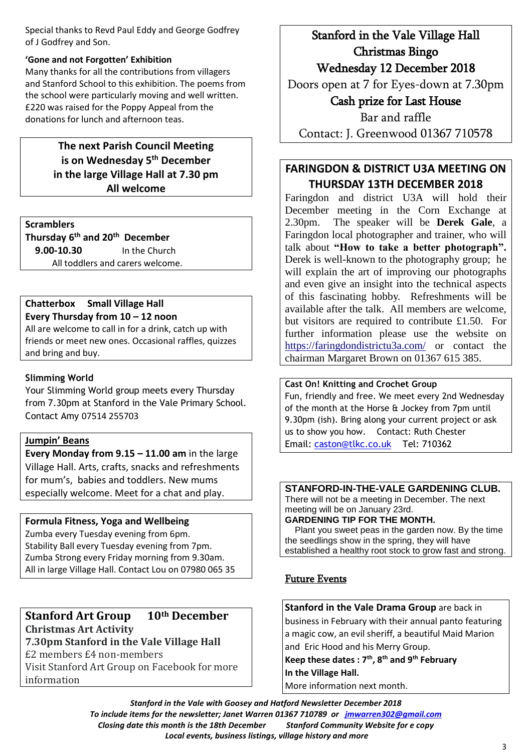Special thanks to Revd Paul Eddy and George Godfrey of J Godfrey and Son.

**'Gone and not Forgotten' Exhibition**

Many thanks for all the contributions from villagers and Stanford School to this exhibition. The poems from the school were particularly moving and well written. £220 was raised for the Poppy Appeal from the donations for lunch and afternoon teas.

**The next Parish Council Meeting is on Wednesday 5th December in the large Village Hall at 7.30 pm All welcome**

**Scramblers**
**Thursday 6th and 20th December**
**9.00-10.30** In the Church
All toddlers and carers welcome.

**Chatterbox Small Village Hall**
**Every Thursday from 10 – 12 noon**
All are welcome to call in for a drink, catch up with friends or meet new ones. Occasional raffles, quizzes and bring and buy.

**Slimming World**
Your Slimming World group meets every Thursday from 7.30pm at Stanford in the Vale Primary School. Contact Amy 07514 255703

**Jumpin' Beans**
**Every Monday from 9.15 – 11.00 am** in the large Village Hall. Arts, crafts, snacks and refreshments for mum's, babies and toddlers. New mums especially welcome. Meet for a chat and play.

**Formula Fitness, Yoga and Wellbeing**
Zumba every Tuesday evening from 6pm.
Stability Ball every Tuesday evening from 7pm.
Zumba Strong every Friday morning from 9.30am.
All in large Village Hall. Contact Lou on 07980 065 35

## Stanford Art Group 10th December

**Christmas Art Activity**
**7.30pm Stanford in the Vale Village Hall**
£2 members £4 non-members
Visit Stanford Art Group on Facebook for more information

## Stanford in the Vale Village Hall Christmas Bingo Wednesday 12 December 2018

Doors open at 7 for Eyes-down at 7.30pm
**Cash prize for Last House**
Bar and raffle
Contact: J. Greenwood 01367 710578

## FARINGDON & DISTRICT U3A MEETING ON THURSDAY 13TH DECEMBER 2018

Faringdon and district U3A will hold their December meeting in the Corn Exchange at 2.30pm. The speaker will be **Derek Gale**, a Faringdon local photographer and trainer, who will talk about **"How to take a better photograph".** Derek is well-known to the photography group; he will explain the art of improving our photographs and even give an insight into the technical aspects of this fascinating hobby. Refreshments will be available after the talk. All members are welcome, but visitors are required to contribute £1.50. For further information please use the website on https://faringdondistrictu3a.com/ or contact the chairman Margaret Brown on 01367 615 385.

**Cast On! Knitting and Crochet Group**
Fun, friendly and free. We meet every 2nd Wednesday of the month at the Horse & Jockey from 7pm until 9.30pm (ish). Bring along your current project or ask us to show you how. Contact: Ruth Chester
Email: caston@tlkc.co.uk Tel: 710362

**STANFORD-IN-THE-VALE GARDENING CLUB.**
There will not be a meeting in December. The next meeting will be on January 23rd.
**GARDENING TIP FOR THE MONTH.**
Plant you sweet peas in the garden now. By the time the seedlings show in the spring, they will have established a healthy root stock to grow fast and strong.

## Future Events

**Stanford in the Vale Drama Group** are back in business in February with their annual panto featuring a magic cow, an evil sheriff, a beautiful Maid Marion and Eric Hood and his Merry Group.
**Keep these dates : 7th, 8th and 9th February**
**In the Village Hall.**
More information next month.

***Stanford in the Vale with Goosey and Hatford Newsletter December 2018***
***To include items for the newsletter; Janet Warren 01367 710789 or jmwarren302@gmail.com***
***Closing date this month is the 18th December Stanford Community Website for e copy***
***Local events, business listings, village history and more***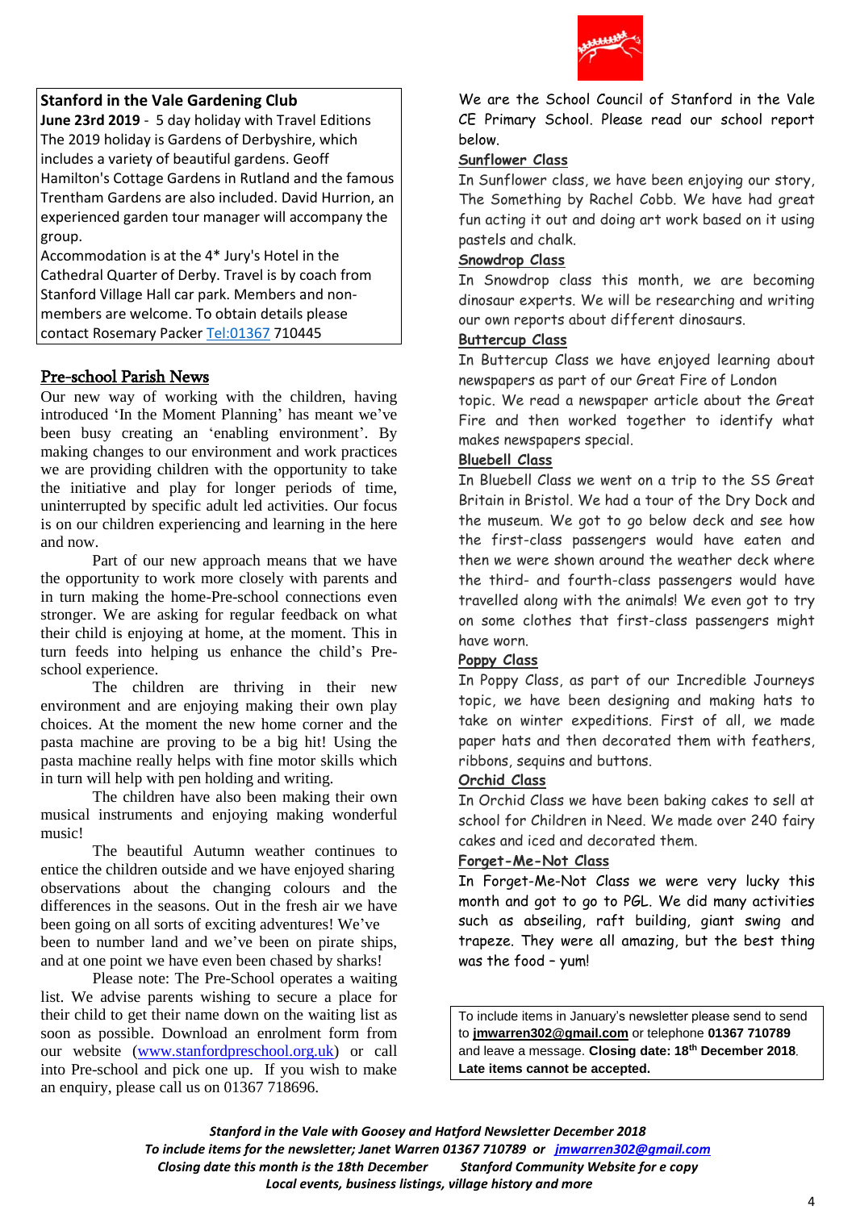**Stanford in the Vale Gardening Club**

**June 23rd 2019** - 5 day holiday with Travel Editions

The 2019 holiday is Gardens of Derbyshire, which includes a variety of beautiful gardens. Geoff Hamilton's Cottage Gardens in Rutland and the famous Trentham Gardens are also included. David Hurrion, an experienced garden tour manager will accompany the group.

Accommodation is at the 4* Jury's Hotel in the Cathedral Quarter of Derby. Travel is by coach from Stanford Village Hall car park. Members and non-members are welcome. To obtain details please contact Rosemary Packer Tel:01367 710445

## Pre-school Parish News

Our new way of working with the children, having introduced 'In the Moment Planning' has meant we've been busy creating an 'enabling environment'. By making changes to our environment and work practices we are providing children with the opportunity to take the initiative and play for longer periods of time, uninterrupted by specific adult led activities. Our focus is on our children experiencing and learning in the here and now.

Part of our new approach means that we have the opportunity to work more closely with parents and in turn making the home-Pre-school connections even stronger. We are asking for regular feedback on what their child is enjoying at home, at the moment. This in turn feeds into helping us enhance the child's Pre-school experience.

The children are thriving in their new environment and are enjoying making their own play choices. At the moment the new home corner and the pasta machine are proving to be a big hit! Using the pasta machine really helps with fine motor skills which in turn will help with pen holding and writing.

The children have also been making their own musical instruments and enjoying making wonderful music!

The beautiful Autumn weather continues to entice the children outside and we have enjoyed sharing observations about the changing colours and the differences in the seasons. Out in the fresh air we have been going on all sorts of exciting adventures! We've been to number land and we've been on pirate ships, and at one point we have even been chased by sharks!

Please note: The Pre-School operates a waiting list. We advise parents wishing to secure a place for their child to get their name down on the waiting list as soon as possible. Download an enrolment form from our website (www.stanfordpreschool.org.uk) or call into Pre-school and pick one up. If you wish to make an enquiry, please call us on 01367 718696.

We are the School Council of Stanford in the Vale CE Primary School. Please read our school report below.

**Sunflower Class**

In Sunflower class, we have been enjoying our story, The Something by Rachel Cobb. We have had great fun acting it out and doing art work based on it using pastels and chalk.

**Snowdrop Class**

In Snowdrop class this month, we are becoming dinosaur experts. We will be researching and writing our own reports about different dinosaurs.

**Buttercup Class**

In Buttercup Class we have enjoyed learning about newspapers as part of our Great Fire of London topic. We read a newspaper article about the Great Fire and then worked together to identify what makes newspapers special.

**Bluebell Class**

In Bluebell Class we went on a trip to the SS Great Britain in Bristol. We had a tour of the Dry Dock and the museum. We got to go below deck and see how the first-class passengers would have eaten and then we were shown around the weather deck where the third- and fourth-class passengers would have travelled along with the animals! We even got to try on some clothes that first-class passengers might have worn.

**Poppy Class**

In Poppy Class, as part of our Incredible Journeys topic, we have been designing and making hats to take on winter expeditions. First of all, we made paper hats and then decorated them with feathers, ribbons, sequins and buttons.

**Orchid Class**

In Orchid Class we have been baking cakes to sell at school for Children in Need. We made over 240 fairy cakes and iced and decorated them.

**Forget-Me-Not Class**

In Forget-Me-Not Class we were very lucky this month and got to go to PGL. We did many activities such as abseiling, raft building, giant swing and trapeze. They were all amazing, but the best thing was the food – yum!

To include items in January's newsletter please send to send to **jmwarren302@gmail.com** or telephone **01367 710789** and leave a message. **Closing date: 18th December 2018**. **Late items cannot be accepted.**

***Stanford in the Vale with Goosey and Hatford Newsletter December 2018***
***To include items for the newsletter; Janet Warren 01367 710789 or jmwarren302@gmail.com***
***Closing date this month is the 18th December Stanford Community Website for e copy***
***Local events, business listings, village history and more***